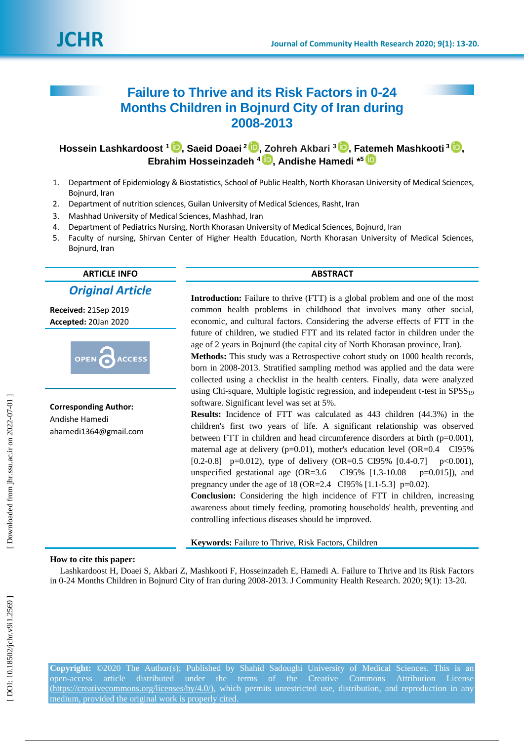# Failure to Thrive and its Risk Factors in 0-24 Months Children in Bojnurd City of Iran during 2008-2013

**Hossein Lashkardoost [1], Saeid Doaei [2], Zohreh Akbari [3], Fatemeh Mashkooti [3], Ebrahim Hosseinzadeh [4], Andishe Hamedi [*5]**

1. Department of Epidemiology & Biostatistics, School of Public Health, North Khorasan University of Medical Sciences, Bojnurd, Iran
2. Department of nutrition sciences, Guilan University of Medical Sciences, Rasht, Iran
3. Mashhad University of Medical Sciences, Mashhad, Iran
4. Department of Pediatrics Nursing, North Khorasan University of Medical Sciences, Bojnurd, Iran
5. Faculty of nursing, Shirvan Center of Higher Health Education, North Khorasan University of Medical Sciences, Bojnurd, Iran

## ARTICLE INFO

***Original Article***

**Received:** 21Sep 2019
**Accepted:** 20Jan 2020

**Corresponding Author:**
Andishe Hamedi
ahamedi1364@gmail.com

## ABSTRACT

**Introduction:** Failure to thrive (FTT) is a global problem and one of the most common health problems in childhood that involves many other social, economic, and cultural factors. Considering the adverse effects of FTT in the future of children, we studied FTT and its related factor in children under the age of 2 years in Bojnurd (the capital city of North Khorasan province, Iran).

**Methods:** This study was a Retrospective cohort study on 1000 health records, born in 2008-2013. Stratified sampling method was applied and the data were collected using a checklist in the health centers. Finally, data were analyzed using Chi-square, Multiple logistic regression, and independent t-test in $SPSS_{19}$ software. Significant level was set at 5%.

**Results:** Incidence of FTT was calculated as 443 children (44.3%) in the children's first two years of life. A significant relationship was observed between FTT in children and head circumference disorders at birth (p=0.001), maternal age at delivery (p=0.01), mother's education level (OR=0.4 CI95% [0.2-0.8] p=0.012), type of delivery (OR=0.5 CI95% [0.4-0.7] p<0.001), unspecified gestational age (OR=3.6 CI95% [1.3-10.08 p=0.015]), and pregnancy under the age of 18 (OR=2.4 CI95% [1.1-5.3] p=0.02).

**Conclusion:** Considering the high incidence of FTT in children, increasing awareness about timely feeding, promoting households' health, preventing and controlling infectious diseases should be improved.

**Keywords:** Failure to Thrive, Risk Factors, Children

**How to cite this paper:**

Lashkardoost H, Doaei S, Akbari Z, Mashkooti F, Hosseinzadeh E, Hamedi A. Failure to Thrive and its Risk Factors in 0-24 Months Children in Bojnurd City of Iran during 2008-2013. J Community Health Research. 2020; 9(1): 13-20.

**Copyright:** ©2020 The Author(s); Published by Shahid Sadoughi University of Medical Sciences. This is an open-access article distributed under the terms of the Creative Commons Attribution License (https://creativecommons.org/licenses/by/4.0/), which permits unrestricted use, distribution, and reproduction in any medium, provided the original work is properly cited.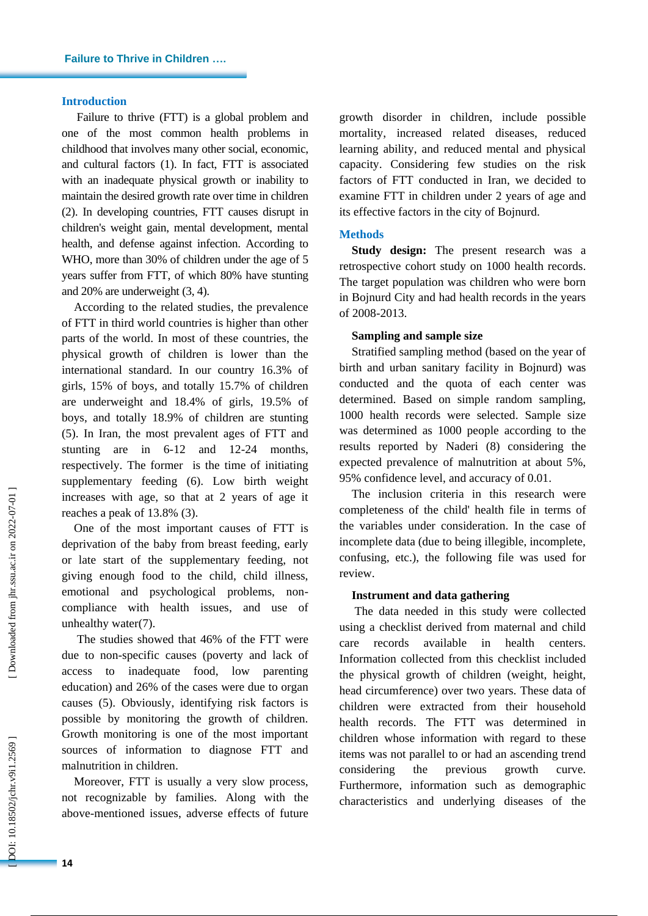## Introduction

Failure to thrive (FTT) is a global problem and one of the most common health problems in childhood that involves many other social, economic, and cultural factors (1). In fact, FTT is associated with an inadequate physical growth or inability to maintain the desired growth rate over time in children (2). In developing countries, FTT causes disrupt in children's weight gain, mental development, mental health, and defense against infection. According to WHO, more than 30% of children under the age of 5 years suffer from FTT, of which 80% have stunting and 20% are underweight (3, 4).

According to the related studies, the prevalence of FTT in third world countries is higher than other parts of the world. In most of these countries, the physical growth of children is lower than the international standard. In our country 16.3% of girls, 15% of boys, and totally 15.7% of children are underweight and 18.4% of girls, 19.5% of boys, and totally 18.9% of children are stunting (5). In Iran, the most prevalent ages of FTT and stunting are in 6-12 and 12-24 months, respectively. The former is the time of initiating supplementary feeding (6). Low birth weight increases with age, so that at 2 years of age it reaches a peak of 13.8% (3).

One of the most important causes of FTT is deprivation of the baby from breast feeding, early or late start of the supplementary feeding, not giving enough food to the child, child illness, emotional and psychological problems, non-compliance with health issues, and use of unhealthy water(7).

The studies showed that 46% of the FTT were due to non-specific causes (poverty and lack of access to inadequate food, low parenting education) and 26% of the cases were due to organ causes (5). Obviously, identifying risk factors is possible by monitoring the growth of children. Growth monitoring is one of the most important sources of information to diagnose FTT and malnutrition in children.

Moreover, FTT is usually a very slow process, not recognizable by families. Along with the above-mentioned issues, adverse effects of future growth disorder in children, include possible mortality, increased related diseases, reduced learning ability, and reduced mental and physical capacity. Considering few studies on the risk factors of FTT conducted in Iran, we decided to examine FTT in children under 2 years of age and its effective factors in the city of Bojnurd.

## Methods

**Study design:** The present research was a retrospective cohort study on 1000 health records. The target population was children who were born in Bojnurd City and had health records in the years of 2008-2013.

### Sampling and sample size

Stratified sampling method (based on the year of birth and urban sanitary facility in Bojnurd) was conducted and the quota of each center was determined. Based on simple random sampling, 1000 health records were selected. Sample size was determined as 1000 people according to the results reported by Naderi (8) considering the expected prevalence of malnutrition at about 5%, 95% confidence level, and accuracy of 0.01.

The inclusion criteria in this research were completeness of the child' health file in terms of the variables under consideration. In the case of incomplete data (due to being illegible, incomplete, confusing, etc.), the following file was used for review.

### Instrument and data gathering

The data needed in this study were collected using a checklist derived from maternal and child care records available in health centers. Information collected from this checklist included the physical growth of children (weight, height, head circumference) over two years. These data of children were extracted from their household health records. The FTT was determined in children whose information with regard to these items was not parallel to or had an ascending trend considering the previous growth curve. Furthermore, information such as demographic characteristics and underlying diseases of the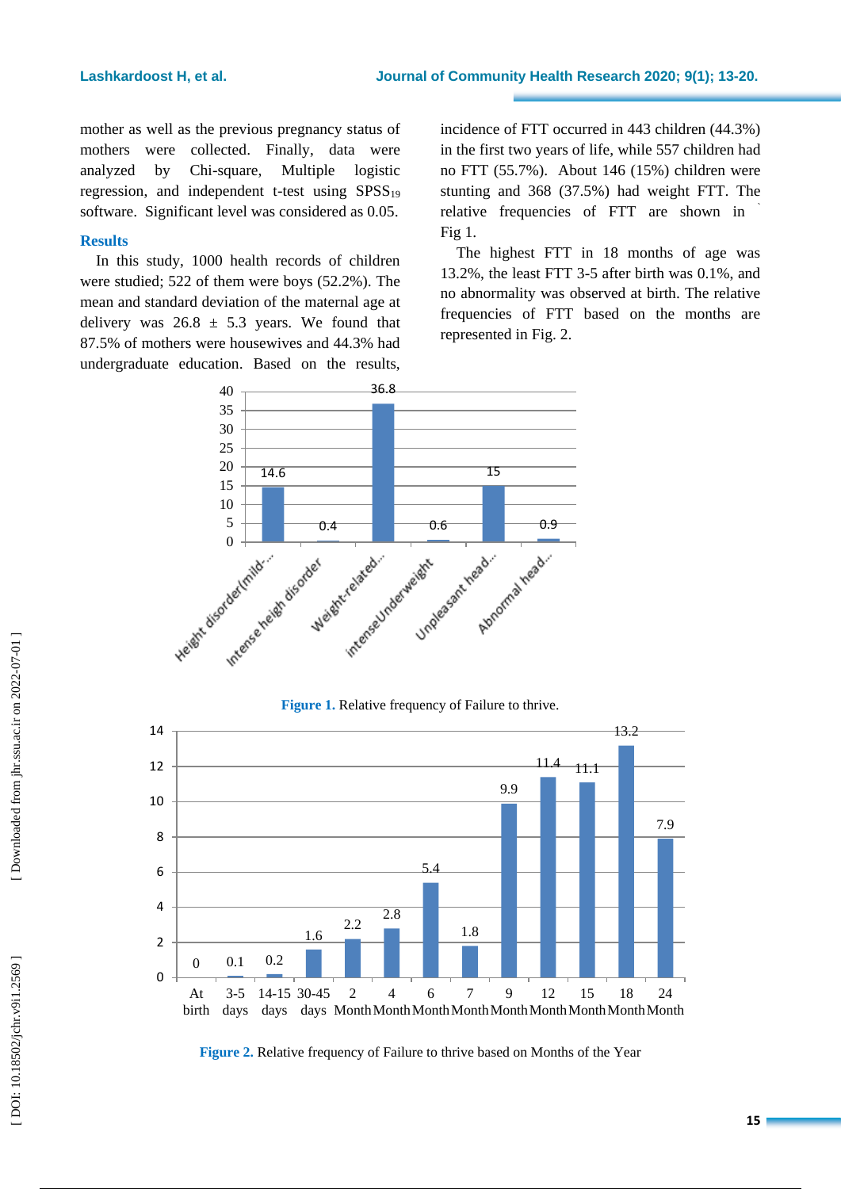mother as well as the previous pregnancy status of mothers were collected. Finally, data were analyzed by Chi-square, Multiple logistic regression, and independent t-test using $SPSS_{19}$ software. Significant level was considered as 0.05.

## Results

In this study, 1000 health records of children were studied; 522 of them were boys (52.2%). The mean and standard deviation of the maternal age at delivery was 26.8 ± 5.3 years. We found that 87.5% of mothers were housewives and 44.3% had undergraduate education. Based on the results, incidence of FTT occurred in 443 children (44.3%) in the first two years of life, while 557 children had no FTT (55.7%). About 146 (15%) children were stunting and 368 (37.5%) had weight FTT. The relative frequencies of FTT are shown in Fig 1.

The highest FTT in 18 months of age was 13.2%, the least FTT 3-5 after birth was 0.1%, and no abnormality was observed at birth. The relative frequencies of FTT based on the months are represented in Fig. 2.

**Figure 1.** Relative frequency of Failure to thrive.

**Figure 2.** Relative frequency of Failure to thrive based on Months of the Year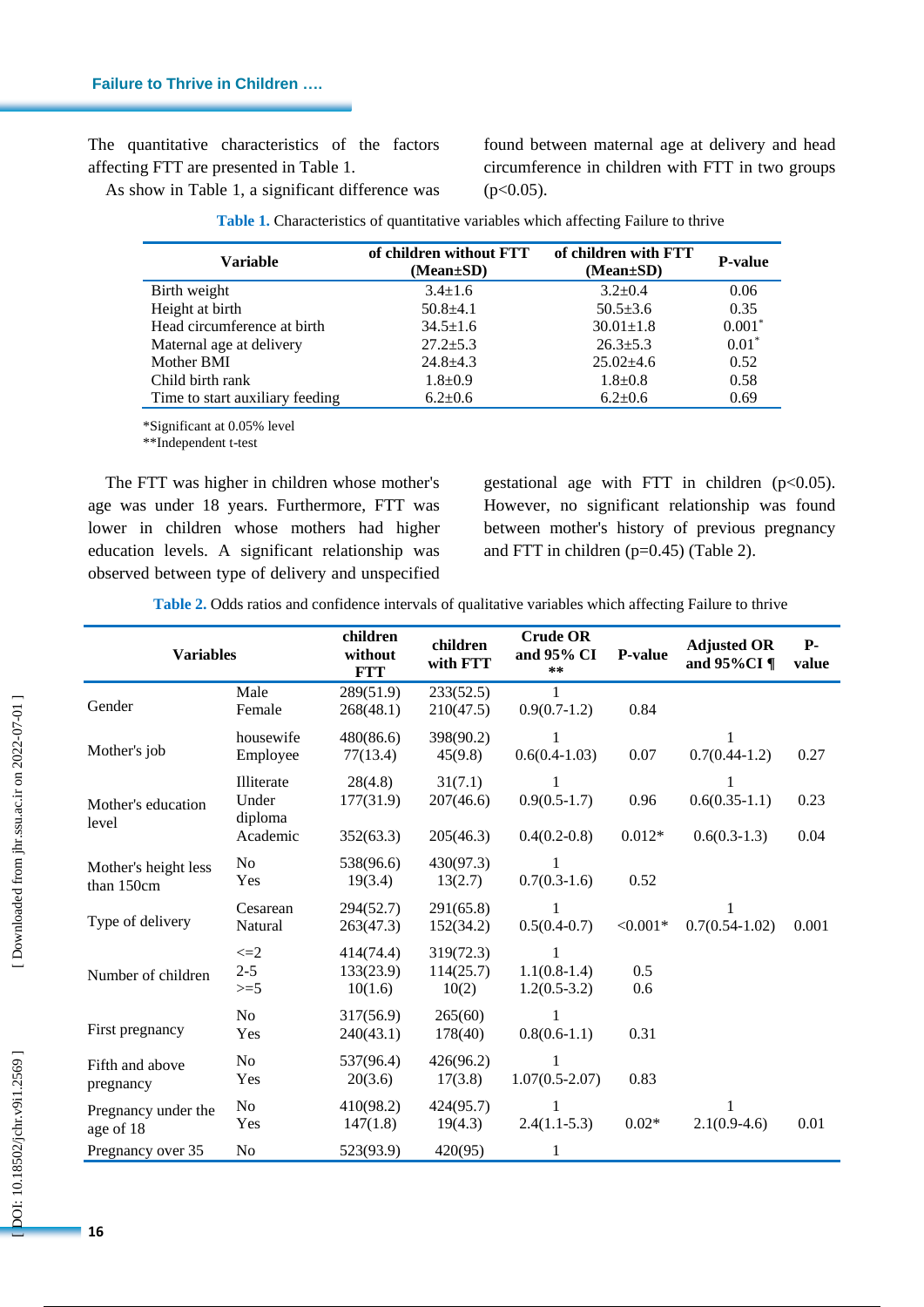The quantitative characteristics of the factors affecting FTT are presented in Table 1.

As show in Table 1, a significant difference was found between maternal age at delivery and head circumference in children with FTT in two groups ($p<0.05$).

**Table 1.** Characteristics of quantitative variables which affecting Failure to thrive

| Variable | of children without FTT (Mean±SD) | of children with FTT (Mean±SD) | P-value |
|---|---|---|---|
| Birth weight | 3.4±1.6 | 3.2±0.4 | 0.06 |
| Height at birth | 50.8±4.1 | 50.5±3.6 | 0.35 |
| Head circumference at birth | 34.5±1.6 | 30.01±1.8 | 0.001* |
| Maternal age at delivery | 27.2±5.3 | 26.3±5.3 | 0.01* |
| Mother BMI | 24.8±4.3 | 25.02±4.6 | 0.52 |
| Child birth rank | 1.8±0.9 | 1.8±0.8 | 0.58 |
| Time to start auxiliary feeding | 6.2±0.6 | 6.2±0.6 | 0.69 |

*Significant at 0.05% level
**Independent t-test

The FTT was higher in children whose mother's age was under 18 years. Furthermore, FTT was lower in children whose mothers had higher education levels. A significant relationship was observed between type of delivery and unspecified gestational age with FTT in children ($p<0.05$). However, no significant relationship was found between mother's history of previous pregnancy and FTT in children (p=0.45) (Table 2).

**Table 2.** Odds ratios and confidence intervals of qualitative variables which affecting Failure to thrive

| Variables | | children without FTT | children with FTT | Crude OR and 95% CI ** | P-value | Adjusted OR and 95%CI ¶ | P-value |
|---|---|---|---|---|---|---|---|
| Gender | Male | 289(51.9) | 233(52.5) | 1 | | | |
| | Female | 268(48.1) | 210(47.5) | 0.9(0.7-1.2) | 0.84 | | |
| Mother's job | housewife | 480(86.6) | 398(90.2) | 1 | | 1 | |
| | Employee | 77(13.4) | 45(9.8) | 0.6(0.4-1.03) | 0.07 | 0.7(0.44-1.2) | 0.27 |
| Mother's education level | Illiterate | 28(4.8) | 31(7.1) | 1 | | 1 | |
| | Under diploma | 177(31.9) | 207(46.6) | 0.9(0.5-1.7) | 0.96 | 0.6(0.35-1.1) | 0.23 |
| | Academic | 352(63.3) | 205(46.3) | 0.4(0.2-0.8) | 0.012* | 0.6(0.3-1.3) | 0.04 |
| Mother's height less than 150cm | No | 538(96.6) | 430(97.3) | 1 | | | |
| | Yes | 19(3.4) | 13(2.7) | 0.7(0.3-1.6) | 0.52 | | |
| Type of delivery | Cesarean | 294(52.7) | 291(65.8) | 1 | | 1 | |
| | Natural | 263(47.3) | 152(34.2) | 0.5(0.4-0.7) | <0.001* | 0.7(0.54-1.02) | 0.001 |
| Number of children | <=2 | 414(74.4) | 319(72.3) | 1 | | | |
| | 2-5 | 133(23.9) | 114(25.7) | 1.1(0.8-1.4) | 0.5 | | |
| | >=5 | 10(1.6) | 10(2) | 1.2(0.5-3.2) | 0.6 | | |
| First pregnancy | No | 317(56.9) | 265(60) | 1 | | | |
| | Yes | 240(43.1) | 178(40) | 0.8(0.6-1.1) | 0.31 | | |
| Fifth and above pregnancy | No | 537(96.4) | 426(96.2) | 1 | | | |
| | Yes | 20(3.6) | 17(3.8) | 1.07(0.5-2.07) | 0.83 | | |
| Pregnancy under the age of 18 | No | 410(98.2) | 424(95.7) | 1 | | 1 | |
| | Yes | 147(1.8) | 19(4.3) | 2.4(1.1-5.3) | 0.02* | 2.1(0.9-4.6) | 0.01 |
| Pregnancy over 35 | No | 523(93.9) | 420(95) | 1 | | | |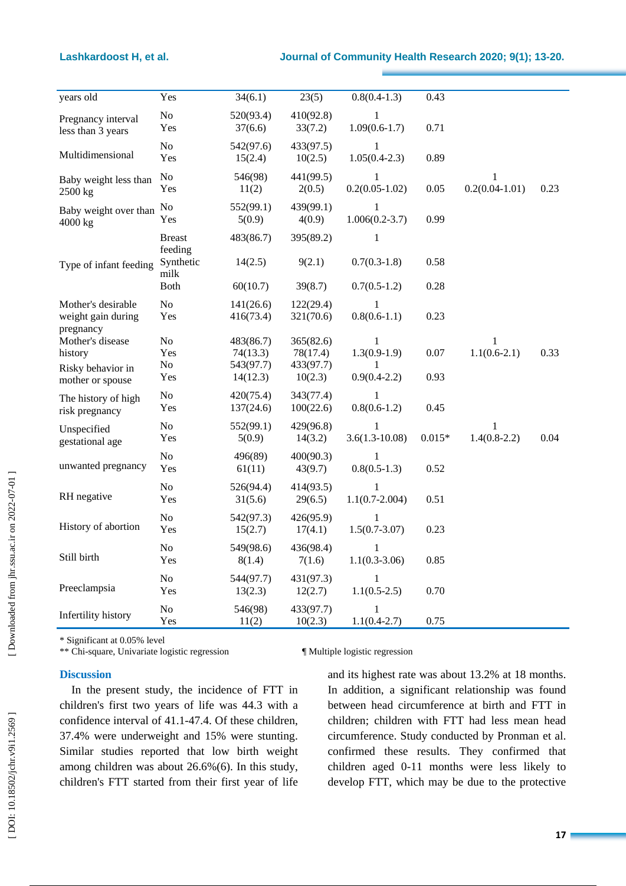| | | | | | | | |
|---|---|---|---|---|---|---|---|
| years old | Yes | 34(6.1) | 23(5) | 0.8(0.4-1.3) | 0.43 | | |
| Pregnancy interval less than 3 years | No | 520(93.4) | 410(92.8) | 1 | | | |
| | Yes | 37(6.6) | 33(7.2) | 1.09(0.6-1.7) | 0.71 | | |
| Multidimensional | No | 542(97.6) | 433(97.5) | 1 | | | |
| | Yes | 15(2.4) | 10(2.5) | 1.05(0.4-2.3) | 0.89 | | |
| Baby weight less than 2500 kg | No | 546(98) | 441(99.5) | 1 | | 1 | |
| | Yes | 11(2) | 2(0.5) | 0.2(0.05-1.02) | 0.05 | 0.2(0.04-1.01) | 0.23 |
| Baby weight over than 4000 kg | No | 552(99.1) | 439(99.1) | 1 | | | |
| | Yes | 5(0.9) | 4(0.9) | 1.006(0.2-3.7) | 0.99 | | |
| Type of infant feeding | Breast feeding | 483(86.7) | 395(89.2) | 1 | | | |
| | Synthetic milk | 14(2.5) | 9(2.1) | 0.7(0.3-1.8) | 0.58 | | |
| | Both | 60(10.7) | 39(8.7) | 0.7(0.5-1.2) | 0.28 | | |
| Mother's desirable weight gain during pregnancy | No | 141(26.6) | 122(29.4) | 1 | | | |
| | Yes | 416(73.4) | 321(70.6) | 0.8(0.6-1.1) | 0.23 | | |
| Mother's disease history | No | 483(86.7) | 365(82.6) | 1 | | 1 | |
| | Yes | 74(13.3) | 78(17.4) | 1.3(0.9-1.9) | 0.07 | 1.1(0.6-2.1) | 0.33 |
| Risky behavior in mother or spouse | No | 543(97.7) | 433(97.7) | 1 | | | |
| | Yes | 14(12.3) | 10(2.3) | 0.9(0.4-2.2) | 0.93 | | |
| The history of high risk pregnancy | No | 420(75.4) | 343(77.4) | 1 | | | |
| | Yes | 137(24.6) | 100(22.6) | 0.8(0.6-1.2) | 0.45 | | |
| Unspecified gestational age | No | 552(99.1) | 429(96.8) | 1 | | 1 | |
| | Yes | 5(0.9) | 14(3.2) | 3.6(1.3-10.08) | 0.015* | 1.4(0.8-2.2) | 0.04 |
| unwanted pregnancy | No | 496(89) | 400(90.3) | 1 | | | |
| | Yes | 61(11) | 43(9.7) | 0.8(0.5-1.3) | 0.52 | | |
| RH negative | No | 526(94.4) | 414(93.5) | 1 | | | |
| | Yes | 31(5.6) | 29(6.5) | 1.1(0.7-2.004) | 0.51 | | |
| History of abortion | No | 542(97.3) | 426(95.9) | 1 | | | |
| | Yes | 15(2.7) | 17(4.1) | 1.5(0.7-3.07) | 0.23 | | |
| Still birth | No | 549(98.6) | 436(98.4) | 1 | | | |
| | Yes | 8(1.4) | 7(1.6) | 1.1(0.3-3.06) | 0.85 | | |
| Preeclampsia | No | 544(97.7) | 431(97.3) | 1 | | | |
| | Yes | 13(2.3) | 12(2.7) | 1.1(0.5-2.5) | 0.70 | | |
| Infertility history | No | 546(98) | 433(97.7) | 1 | | | |
| | Yes | 11(2) | 10(2.3) | 1.1(0.4-2.7) | 0.75 | | |

\* Significant at 0.05% level

\*\* Chi-square, Univariate logistic regression

¶ Multiple logistic regression

## Discussion

In the present study, the incidence of FTT in children's first two years of life was 44.3 with a confidence interval of 41.1-47.4. Of these children, 37.4% were underweight and 15% were stunting. Similar studies reported that low birth weight among children was about 26.6%(6). In this study, children's FTT started from their first year of life and its highest rate was about 13.2% at 18 months. In addition, a significant relationship was found between head circumference at birth and FTT in children; children with FTT had less mean head circumference. Study conducted by Pronman et al. confirmed these results. They confirmed that children aged 0-11 months were less likely to develop FTT, which may be due to the protective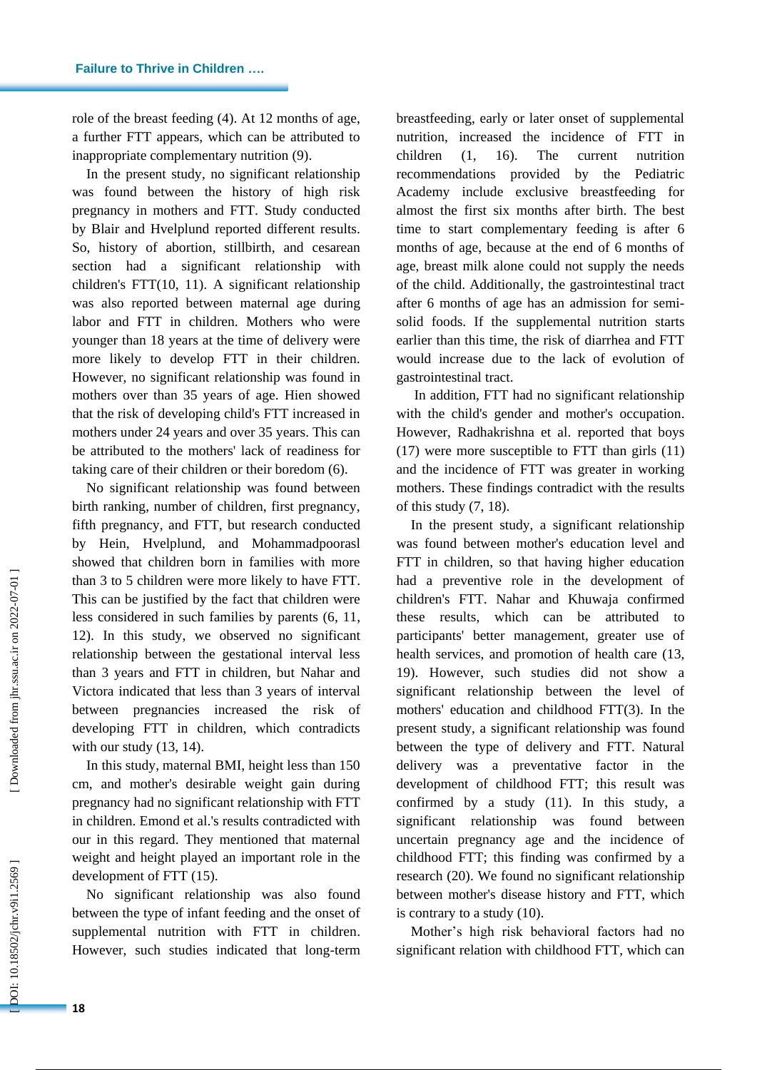role of the breast feeding (4). At 12 months of age, a further FTT appears, which can be attributed to inappropriate complementary nutrition (9).

In the present study, no significant relationship was found between the history of high risk pregnancy in mothers and FTT. Study conducted by Blair and Hvelplund reported different results. So, history of abortion, stillbirth, and cesarean section had a significant relationship with children's FTT(10, 11). A significant relationship was also reported between maternal age during labor and FTT in children. Mothers who were younger than 18 years at the time of delivery were more likely to develop FTT in their children. However, no significant relationship was found in mothers over than 35 years of age. Hien showed that the risk of developing child's FTT increased in mothers under 24 years and over 35 years. This can be attributed to the mothers' lack of readiness for taking care of their children or their boredom (6).

No significant relationship was found between birth ranking, number of children, first pregnancy, fifth pregnancy, and FTT, but research conducted by Hein, Hvelplund, and Mohammadpoorasl showed that children born in families with more than 3 to 5 children were more likely to have FTT. This can be justified by the fact that children were less considered in such families by parents (6, 11, 12). In this study, we observed no significant relationship between the gestational interval less than 3 years and FTT in children, but Nahar and Victora indicated that less than 3 years of interval between pregnancies increased the risk of developing FTT in children, which contradicts with our study (13, 14).

In this study, maternal BMI, height less than 150 cm, and mother's desirable weight gain during pregnancy had no significant relationship with FTT in children. Emond et al.'s results contradicted with our in this regard. They mentioned that maternal weight and height played an important role in the development of FTT (15).

No significant relationship was also found between the type of infant feeding and the onset of supplemental nutrition with FTT in children. However, such studies indicated that long-term breastfeeding, early or later onset of supplemental nutrition, increased the incidence of FTT in children (1, 16). The current nutrition recommendations provided by the Pediatric Academy include exclusive breastfeeding for almost the first six months after birth. The best time to start complementary feeding is after 6 months of age, because at the end of 6 months of age, breast milk alone could not supply the needs of the child. Additionally, the gastrointestinal tract after 6 months of age has an admission for semi-solid foods. If the supplemental nutrition starts earlier than this time, the risk of diarrhea and FTT would increase due to the lack of evolution of gastrointestinal tract.

In addition, FTT had no significant relationship with the child's gender and mother's occupation. However, Radhakrishna et al. reported that boys (17) were more susceptible to FTT than girls (11) and the incidence of FTT was greater in working mothers. These findings contradict with the results of this study (7, 18).

In the present study, a significant relationship was found between mother's education level and FTT in children, so that having higher education had a preventive role in the development of children's FTT. Nahar and Khuwaja confirmed these results, which can be attributed to participants' better management, greater use of health services, and promotion of health care (13, 19). However, such studies did not show a significant relationship between the level of mothers' education and childhood FTT(3). In the present study, a significant relationship was found between the type of delivery and FTT. Natural delivery was a preventative factor in the development of childhood FTT; this result was confirmed by a study (11). In this study, a significant relationship was found between uncertain pregnancy age and the incidence of childhood FTT; this finding was confirmed by a research (20). We found no significant relationship between mother's disease history and FTT, which is contrary to a study (10).

Mother's high risk behavioral factors had no significant relation with childhood FTT, which can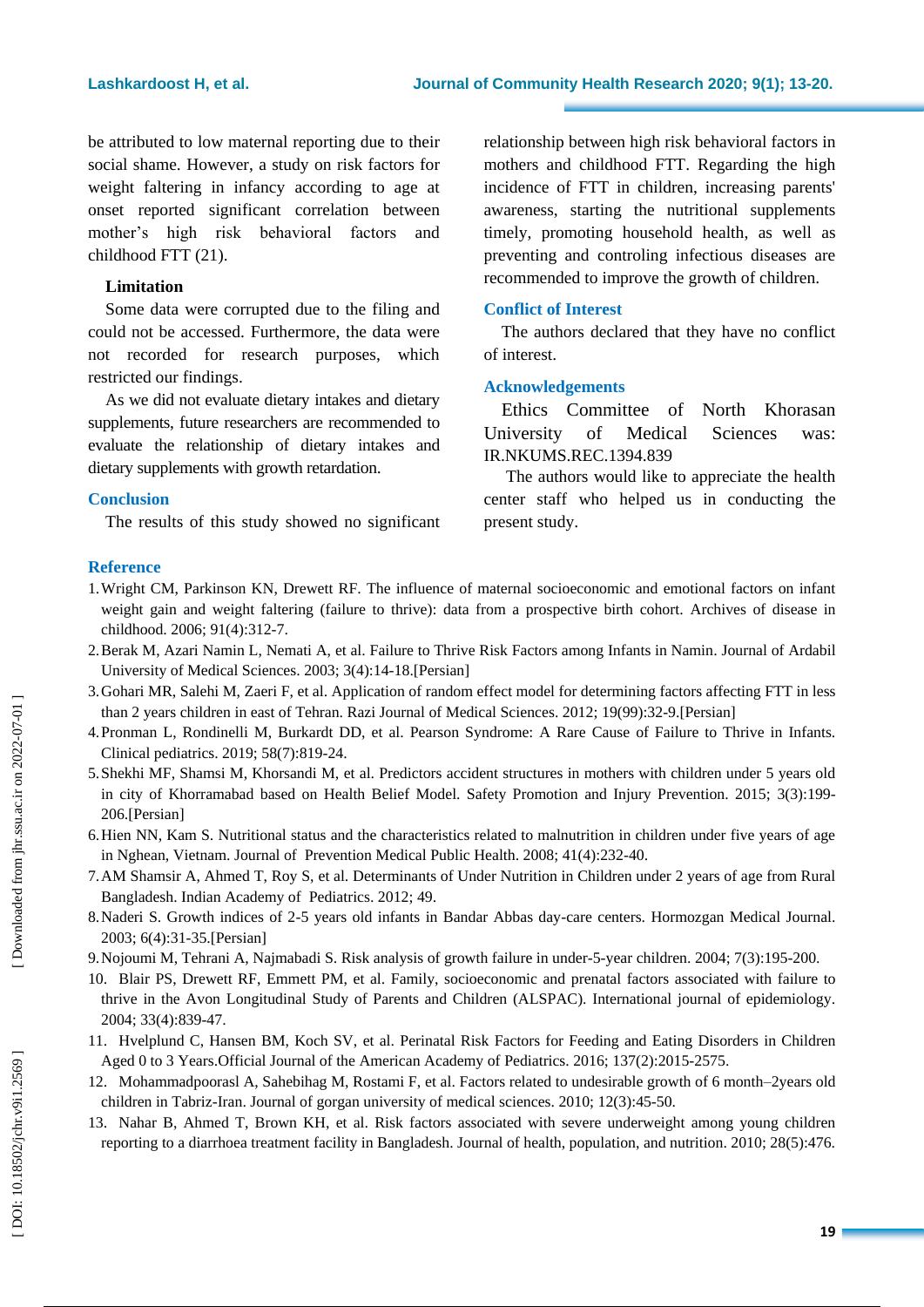be attributed to low maternal reporting due to their social shame. However, a study on risk factors for weight faltering in infancy according to age at onset reported significant correlation between mother's high risk behavioral factors and childhood FTT (21).

### Limitation

Some data were corrupted due to the filing and could not be accessed. Furthermore, the data were not recorded for research purposes, which restricted our findings.

As we did not evaluate dietary intakes and dietary supplements, future researchers are recommended to evaluate the relationship of dietary intakes and dietary supplements with growth retardation.

## Conclusion

The results of this study showed no significant relationship between high risk behavioral factors in mothers and childhood FTT. Regarding the high incidence of FTT in children, increasing parents' awareness, starting the nutritional supplements timely, promoting household health, as well as preventing and controling infectious diseases are recommended to improve the growth of children.

## Conflict of Interest

The authors declared that they have no conflict of interest.

## Acknowledgements

Ethics Committee of North Khorasan University of Medical Sciences was: IR.NKUMS.REC.1394.839

The authors would like to appreciate the health center staff who helped us in conducting the present study.

## Reference

1. Wright CM, Parkinson KN, Drewett RF. The influence of maternal socioeconomic and emotional factors on infant weight gain and weight faltering (failure to thrive): data from a prospective birth cohort. Archives of disease in childhood. 2006; 91(4):312-7.
2. Berak M, Azari Namin L, Nemati A, et al. Failure to Thrive Risk Factors among Infants in Namin. Journal of Ardabil University of Medical Sciences. 2003; 3(4):14-18.[Persian]
3. Gohari MR, Salehi M, Zaeri F, et al. Application of random effect model for determining factors affecting FTT in less than 2 years children in east of Tehran. Razi Journal of Medical Sciences. 2012; 19(99):32-9.[Persian]
4. Pronman L, Rondinelli M, Burkardt DD, et al. Pearson Syndrome: A Rare Cause of Failure to Thrive in Infants. Clinical pediatrics. 2019; 58(7):819-24.
5. Shekhi MF, Shamsi M, Khorsandi M, et al. Predictors accident structures in mothers with children under 5 years old in city of Khorramabad based on Health Belief Model. Safety Promotion and Injury Prevention. 2015; 3(3):199-206.[Persian]
6. Hien NN, Kam S. Nutritional status and the characteristics related to malnutrition in children under five years of age in Nghean, Vietnam. Journal of Prevention Medical Public Health. 2008; 41(4):232-40.
7. AM Shamsir A, Ahmed T, Roy S, et al. Determinants of Under Nutrition in Children under 2 years of age from Rural Bangladesh. Indian Academy of Pediatrics. 2012; 49.
8. Naderi S. Growth indices of 2-5 years old infants in Bandar Abbas day-care centers. Hormozgan Medical Journal. 2003; 6(4):31-35.[Persian]
9. Nojoumi M, Tehrani A, Najmabadi S. Risk analysis of growth failure in under-5-year children. 2004; 7(3):195-200.
10. Blair PS, Drewett RF, Emmett PM, et al. Family, socioeconomic and prenatal factors associated with failure to thrive in the Avon Longitudinal Study of Parents and Children (ALSPAC). International journal of epidemiology. 2004; 33(4):839-47.
11. Hvelplund C, Hansen BM, Koch SV, et al. Perinatal Risk Factors for Feeding and Eating Disorders in Children Aged 0 to 3 Years.Official Journal of the American Academy of Pediatrics. 2016; 137(2):2015-2575.
12. Mohammadpoorasl A, Sahebihag M, Rostami F, et al. Factors related to undesirable growth of 6 month–2years old children in Tabriz-Iran. Journal of gorgan university of medical sciences. 2010; 12(3):45-50.
13. Nahar B, Ahmed T, Brown KH, et al. Risk factors associated with severe underweight among young children reporting to a diarrhoea treatment facility in Bangladesh. Journal of health, population, and nutrition. 2010; 28(5):476.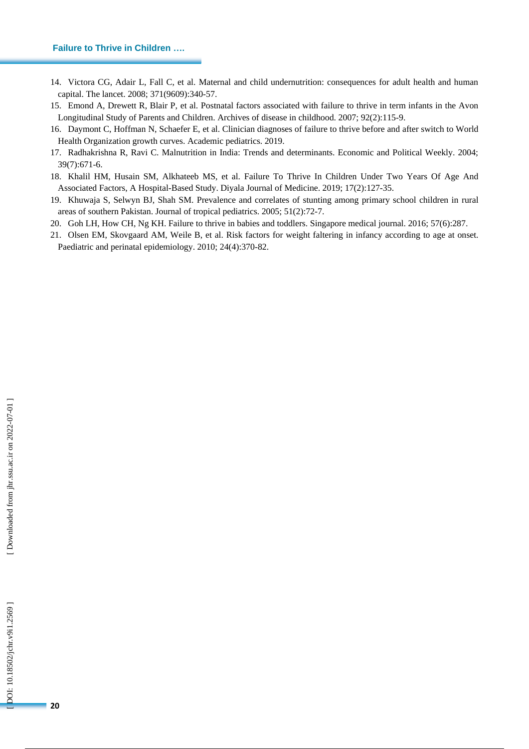14. Victora CG, Adair L, Fall C, et al. Maternal and child undernutrition: consequences for adult health and human capital. The lancet. 2008; 371(9609):340-57.
15. Emond A, Drewett R, Blair P, et al. Postnatal factors associated with failure to thrive in term infants in the Avon Longitudinal Study of Parents and Children. Archives of disease in childhood. 2007; 92(2):115-9.
16. Daymont C, Hoffman N, Schaefer E, et al. Clinician diagnoses of failure to thrive before and after switch to World Health Organization growth curves. Academic pediatrics. 2019.
17. Radhakrishna R, Ravi C. Malnutrition in India: Trends and determinants. Economic and Political Weekly. 2004; 39(7):671-6.
18. Khalil HM, Husain SM, Alkhateeb MS, et al. Failure To Thrive In Children Under Two Years Of Age And Associated Factors, A Hospital-Based Study. Diyala Journal of Medicine. 2019; 17(2):127-35.
19. Khuwaja S, Selwyn BJ, Shah SM. Prevalence and correlates of stunting among primary school children in rural areas of southern Pakistan. Journal of tropical pediatrics. 2005; 51(2):72-7.
20. Goh LH, How CH, Ng KH. Failure to thrive in babies and toddlers. Singapore medical journal. 2016; 57(6):287.
21. Olsen EM, Skovgaard AM, Weile B, et al. Risk factors for weight faltering in infancy according to age at onset. Paediatric and perinatal epidemiology. 2010; 24(4):370-82.